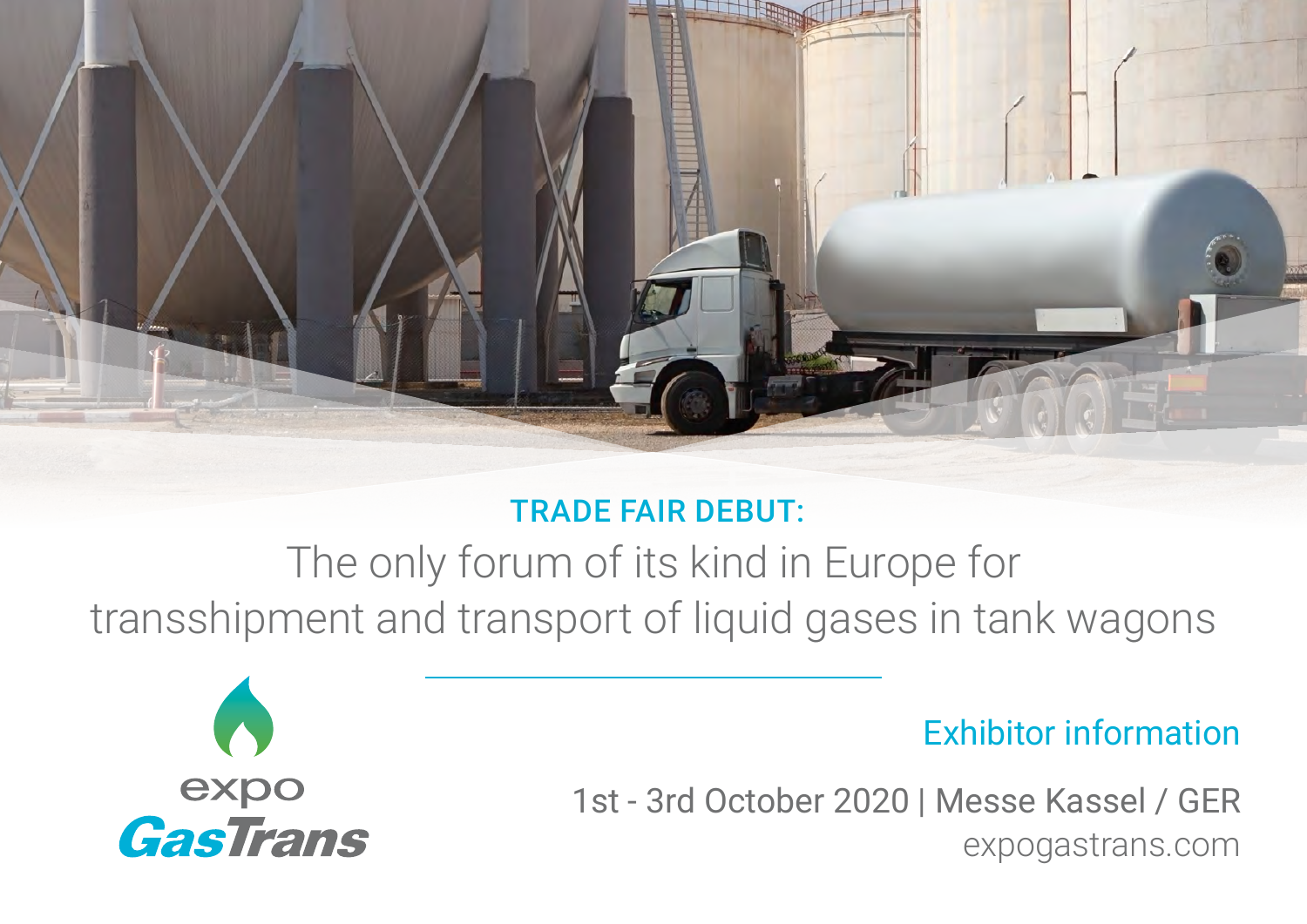## TRADE FAIR DEBUT:

# The only forum of its kind in Europe for transshipment and transport of liquid gases in tank wagons

expo GasTrans

## Exhibitor information

1st - 3rd October 2020 | Messe Kassel / GER

expogastrans.com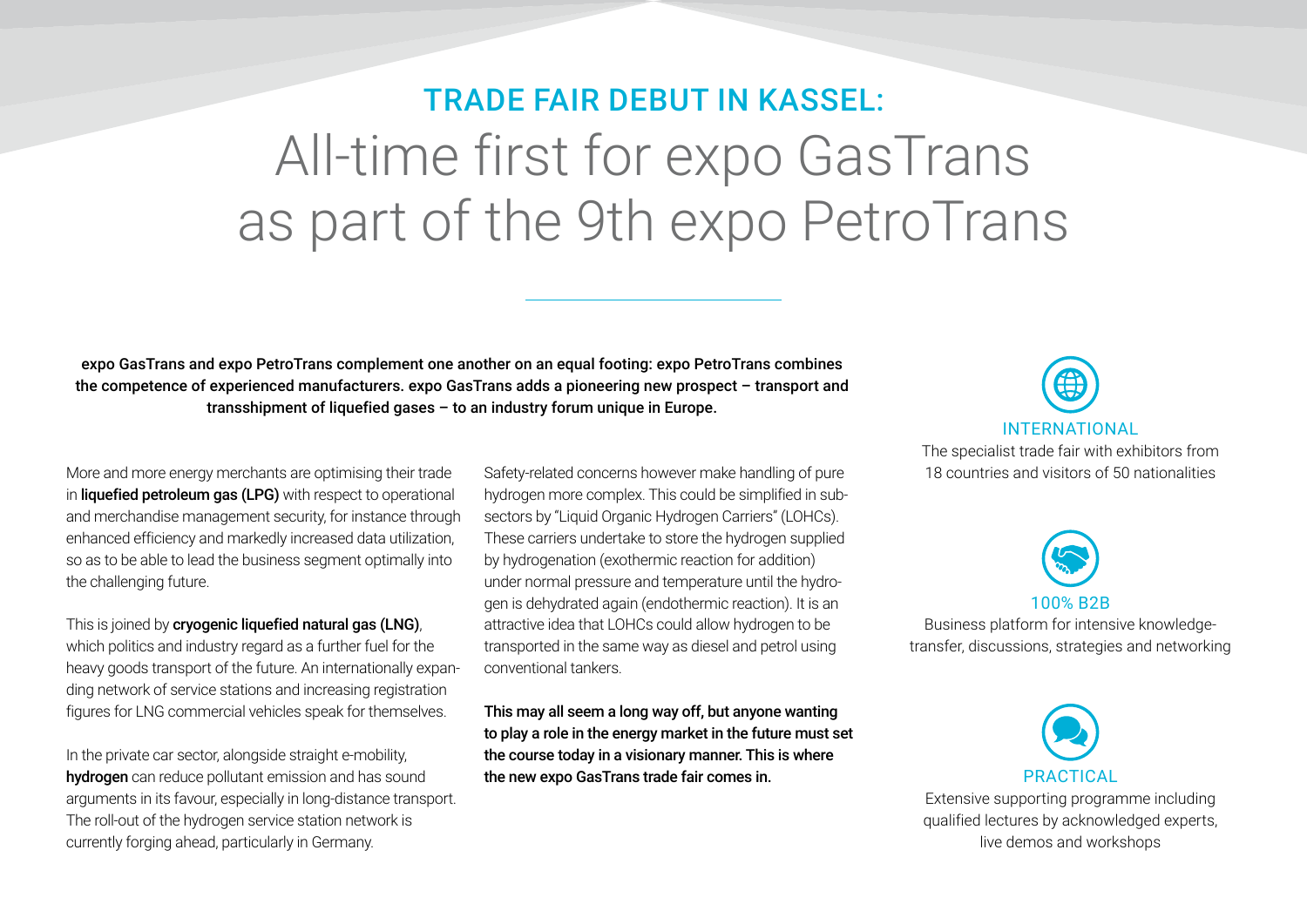## TRADE FAIR DEBUT IN KASSEL:

# All-time first for expo GasTrans as part of the 9th expo PetroTrans

**expo GasTrans and expo PetroTrans complement one another on an equal footing: expo PetroTrans combines the competence of experienced manufacturers. expo GasTrans adds a pioneering new prospect – transport and transshipment of liquefied gases – to an industry forum unique in Europe.**

More and more energy merchants are optimising their trade in **liquefied petroleum gas (LPG)** with respect to operational and merchandise management security, for instance through enhanced efficiency and markedly increased data utilization, so as to be able to lead the business segment optimally into the challenging future.

This is joined by **cryogenic liquefied natural gas (LNG)**, which politics and industry regard as a further fuel for the heavy goods transport of the future. An internationally expanding network of service stations and increasing registration figures for LNG commercial vehicles speak for themselves.

In the private car sector, alongside straight e-mobility, **hydrogen** can reduce pollutant emission and has sound arguments in its favour, especially in long-distance transport. The roll-out of the hydrogen service station network is currently forging ahead, particularly in Germany.

Safety-related concerns however make handling of pure hydrogen more complex. This could be simplified in sub-sectors by "Liquid Organic Hydrogen Carriers" (LOHCs). These carriers undertake to store the hydrogen supplied by hydrogenation (exothermic reaction for addition) under normal pressure and temperature until the hydrogen is dehydrated again (endothermic reaction). It is an attractive idea that LOHCs could allow hydrogen to be transported in the same way as diesel and petrol using conventional tankers.

**This may all seem a long way off, but anyone wanting to play a role in the energy market in the future must set the course today in a visionary manner. This is where the new expo GasTrans trade fair comes in.**

### INTERNATIONAL

The specialist trade fair with exhibitors from 18 countries and visitors of 50 nationalities

### 100% B2B

Business platform for intensive knowledge-transfer, discussions, strategies and networking

### PRACTICAL

Extensive supporting programme including qualified lectures by acknowledged experts, live demos and workshops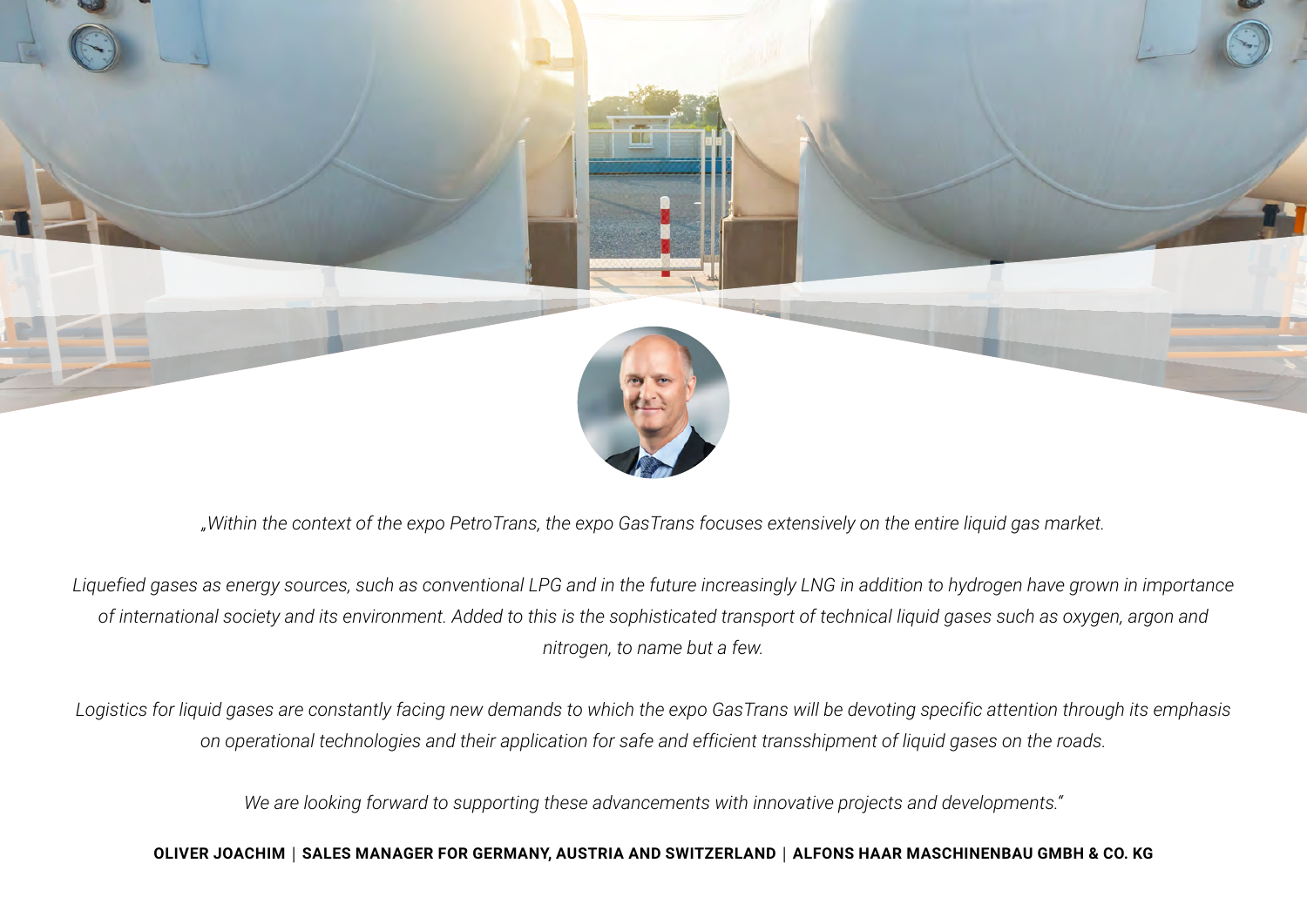*„Within the context of the expo PetroTrans, the expo GasTrans focuses extensively on the entire liquid gas market.*

*Liquefied gases as energy sources, such as conventional LPG and in the future increasingly LNG in addition to hydrogen have grown in importance of international society and its environment. Added to this is the sophisticated transport of technical liquid gases such as oxygen, argon and nitrogen, to name but a few.*

*Logistics for liquid gases are constantly facing new demands to which the expo GasTrans will be devoting specific attention through its emphasis on operational technologies and their application for safe and efficient transshipment of liquid gases on the roads.*

*We are looking forward to supporting these advancements with innovative projects and developments."*

**OLIVER JOACHIM | SALES MANAGER FOR GERMANY, AUSTRIA AND SWITZERLAND | ALFONS HAAR MASCHINENBAU GMBH & CO. KG**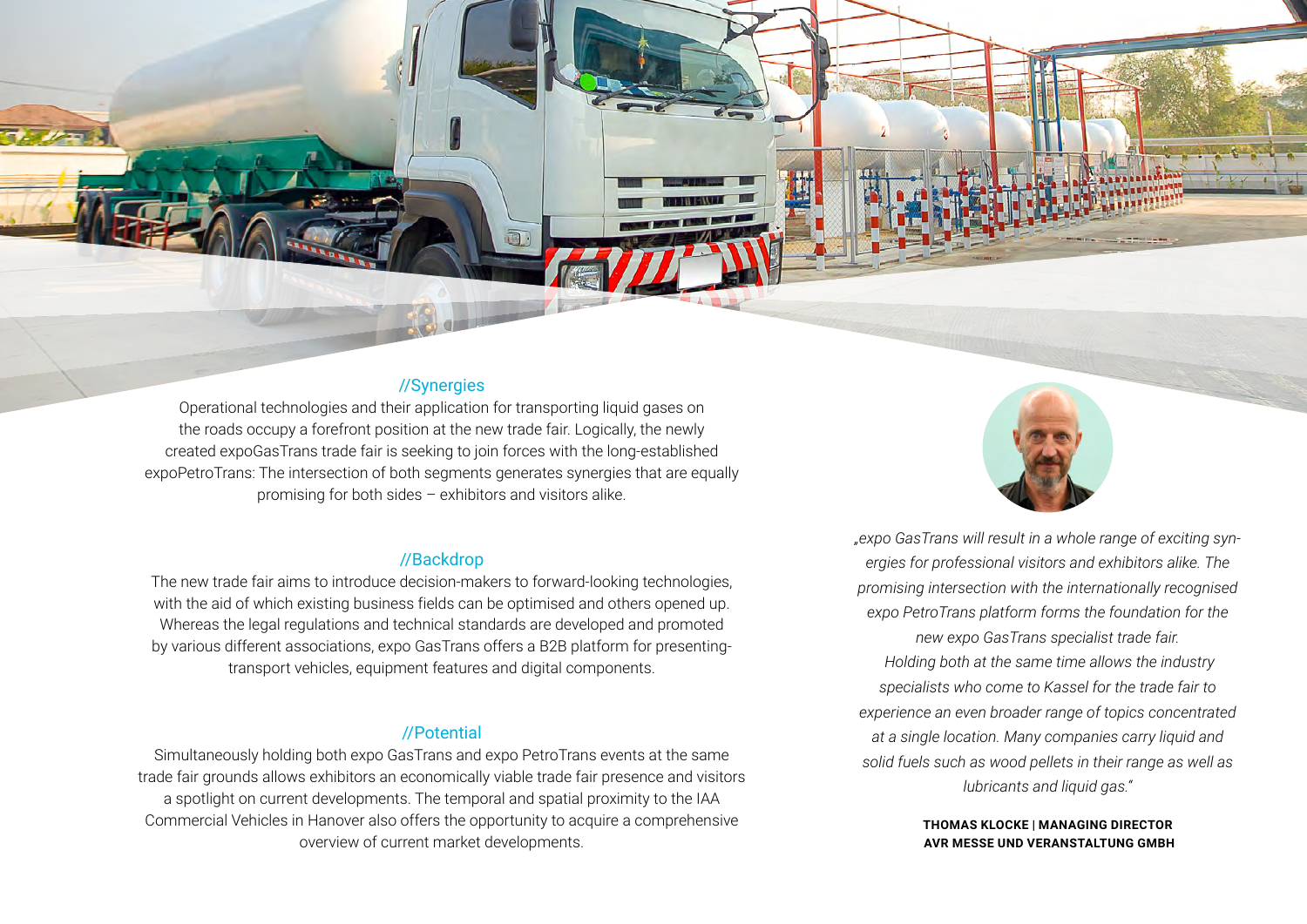## //Synergies

Operational technologies and their application for transporting liquid gases on the roads occupy a forefront position at the new trade fair. Logically, the newly created expoGasTrans trade fair is seeking to join forces with the long-established expoPetroTrans: The intersection of both segments generates synergies that are equally promising for both sides – exhibitors and visitors alike.

## //Backdrop

The new trade fair aims to introduce decision-makers to forward-looking technologies, with the aid of which existing business fields can be optimised and others opened up. Whereas the legal regulations and technical standards are developed and promoted by various different associations, expo GasTrans offers a B2B platform for presenting-transport vehicles, equipment features and digital components.

## //Potential

Simultaneously holding both expo GasTrans and expo PetroTrans events at the same trade fair grounds allows exhibitors an economically viable trade fair presence and visitors a spotlight on current developments. The temporal and spatial proximity to the IAA Commercial Vehicles in Hanover also offers the opportunity to acquire a comprehensive overview of current market developments.

*„expo GasTrans will result in a whole range of exciting synergies for professional visitors and exhibitors alike. The promising intersection with the internationally recognised expo PetroTrans platform forms the foundation for the new expo GasTrans specialist trade fair. Holding both at the same time allows the industry specialists who come to Kassel for the trade fair to experience an even broader range of topics concentrated at a single location. Many companies carry liquid and solid fuels such as wood pellets in their range as well as lubricants and liquid gas."*

**THOMAS KLOCKE | MANAGING DIRECTOR**
**AVR MESSE UND VERANSTALTUNG GMBH**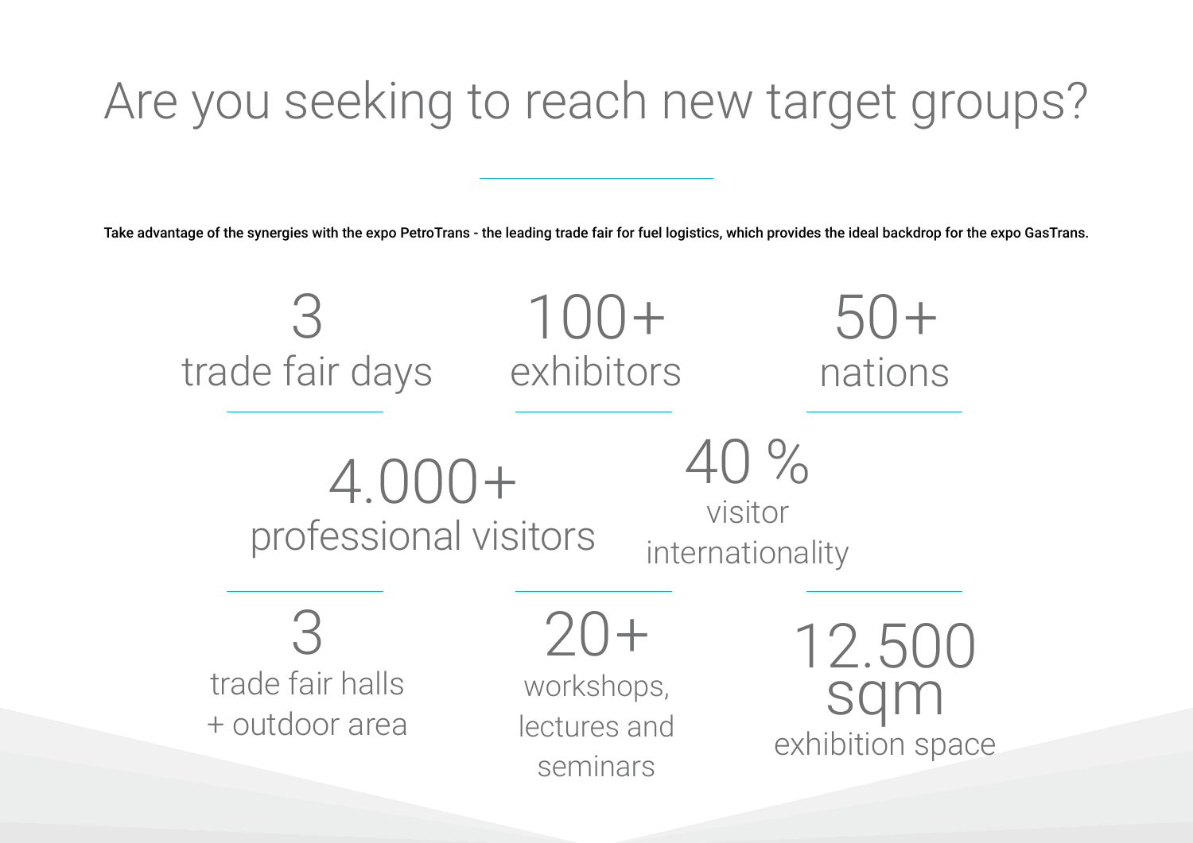# Are you seeking to reach new target groups?

Take advantage of the synergies with the expo PetroTrans - the leading trade fair for fuel logistics, which provides the ideal backdrop for the expo GasTrans.

3
trade fair days

100+
exhibitors

50+
nations

4.000+
professional visitors

40 %
visitor internationality

3
trade fair halls
+ outdoor area

20+
workshops, lectures and seminars

12.500 sqm
exhibition space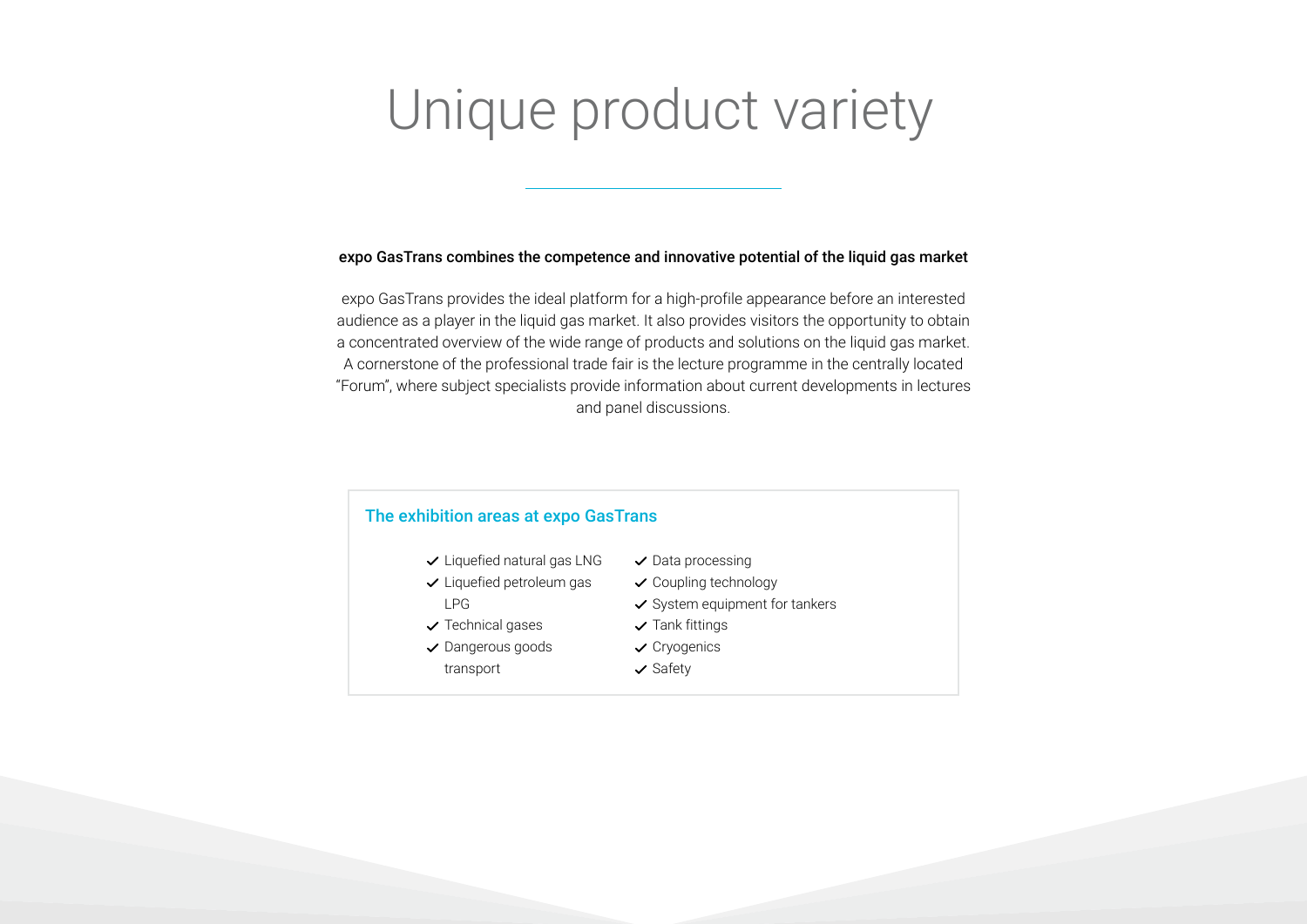# Unique product variety

**expo GasTrans combines the competence and innovative potential of the liquid gas market**

expo GasTrans provides the ideal platform for a high-profile appearance before an interested audience as a player in the liquid gas market. It also provides visitors the opportunity to obtain a concentrated overview of the wide range of products and solutions on the liquid gas market. A cornerstone of the professional trade fair is the lecture programme in the centrally located “Forum”, where subject specialists provide information about current developments in lectures and panel discussions.

### The exhibition areas at expo GasTrans

- ✓ Liquefied natural gas LNG
- ✓ Liquefied petroleum gas LPG
- ✓ Technical gases
- ✓ Dangerous goods transport
- ✓ Data processing
- ✓ Coupling technology
- ✓ System equipment for tankers
- ✓ Tank fittings
- ✓ Cryogenics
- ✓ Safety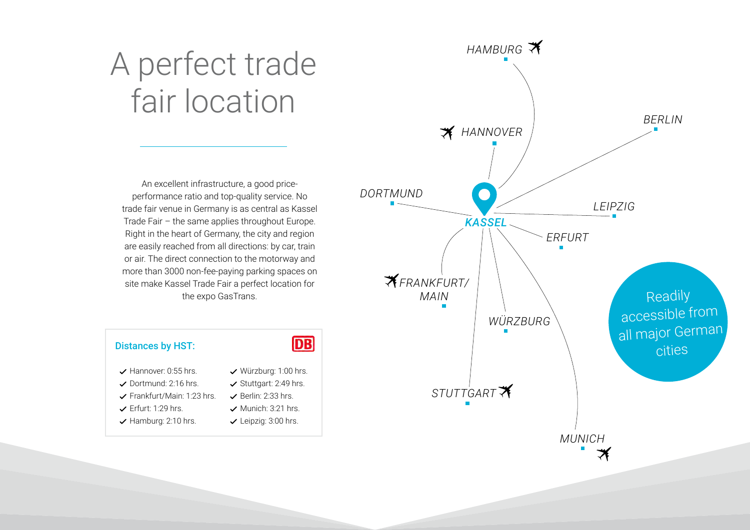# A perfect trade fair location

An excellent infrastructure, a good price-performance ratio and top-quality service. No trade fair venue in Germany is as central as Kassel Trade Fair – the same applies throughout Europe. Right in the heart of Germany, the city and region are easily reached from all directions: by car, train or air. The direct connection to the motorway and more than 3000 non-fee-paying parking spaces on site make Kassel Trade Fair a perfect location for the expo GasTrans.

**Distances by HST:**

DB

- Hannover: 0:55 hrs.
- Dortmund: 2:16 hrs.
- Frankfurt/Main: 1:23 hrs.
- Erfurt: 1:29 hrs.
- Hamburg: 2:10 hrs.
- Würzburg: 1:00 hrs.
- Stuttgart: 2:49 hrs.
- Berlin: 2:33 hrs.
- Munich: 3:21 hrs.
- Leipzig: 3:00 hrs.

HAMBURG

HANNOVER

BERLIN

DORTMUND

LEIPZIG

KASSEL

ERFURT

FRANKFURT/ MAIN

WÜRZBURG

STUTTGART

MUNICH

Readily accessible from all major German cities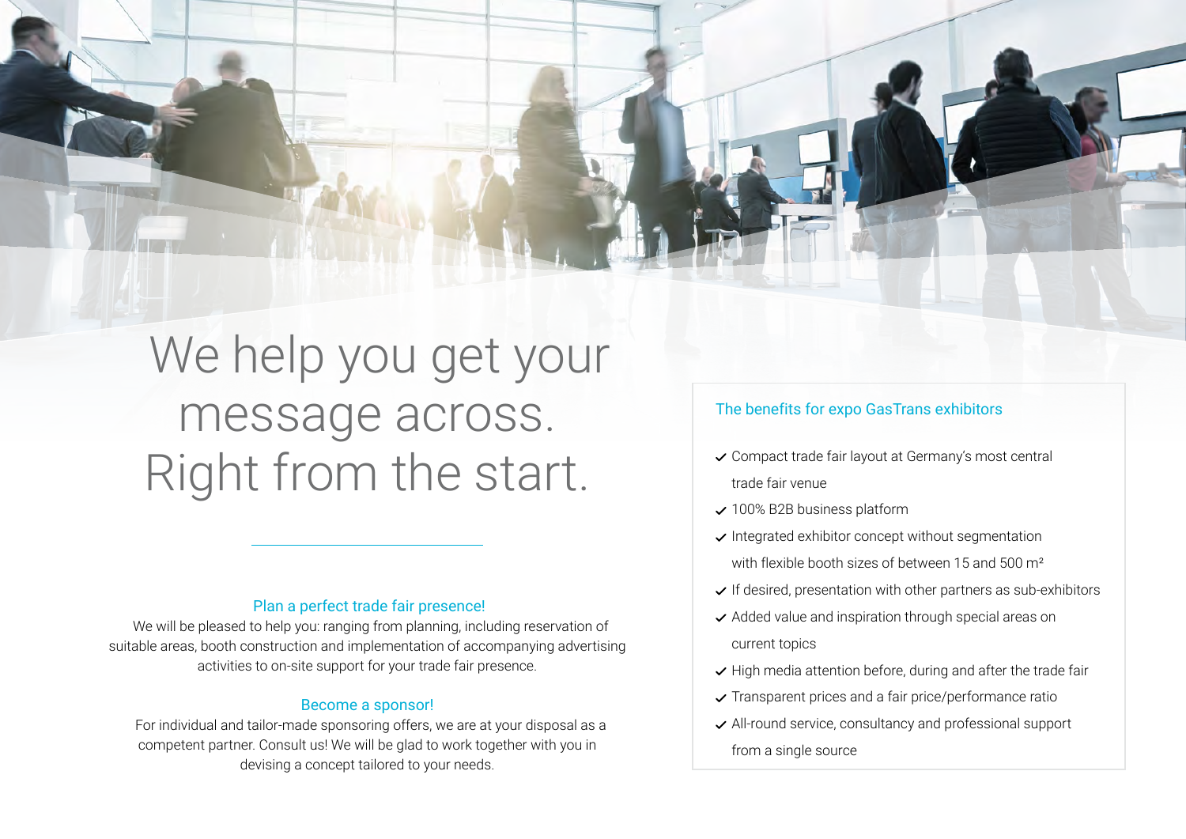# We help you get your message across. Right from the start.

## Plan a perfect trade fair presence!

We will be pleased to help you: ranging from planning, including reservation of suitable areas, booth construction and implementation of accompanying advertising activities to on-site support for your trade fair presence.

## Become a sponsor!

For individual and tailor-made sponsoring offers, we are at your disposal as a competent partner. Consult us! We will be glad to work together with you in devising a concept tailored to your needs.

## The benefits for expo GasTrans exhibitors

- ✓ Compact trade fair layout at Germany's most central trade fair venue
- ✓ 100% B2B business platform
- ✓ Integrated exhibitor concept without segmentation with flexible booth sizes of between 15 and 500 m²
- ✓ If desired, presentation with other partners as sub-exhibitors
- ✓ Added value and inspiration through special areas on current topics
- ✓ High media attention before, during and after the trade fair
- ✓ Transparent prices and a fair price/performance ratio
- ✓ All-round service, consultancy and professional support from a single source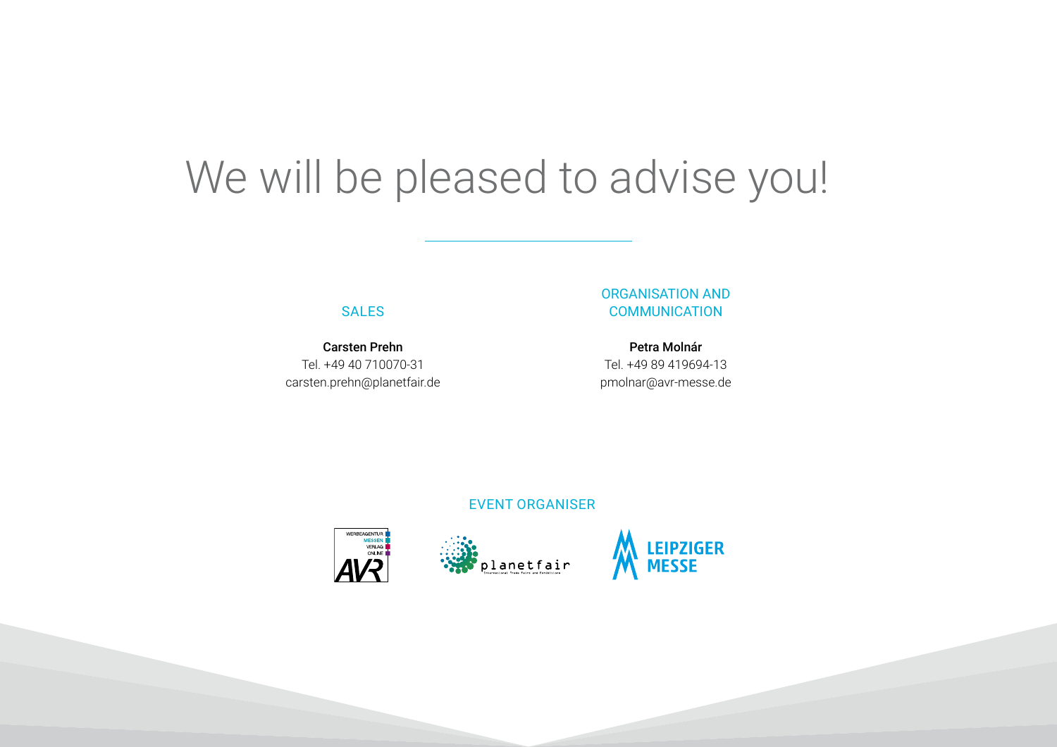# We will be pleased to advise you!

## SALES

**Carsten Prehn**
Tel. +49 40 710070-31
carsten.prehn@planetfair.de

## ORGANISATION AND COMMUNICATION

**Petra Molnár**
Tel. +49 89 419694-13
pmolnar@avr-messe.de

## EVENT ORGANISER